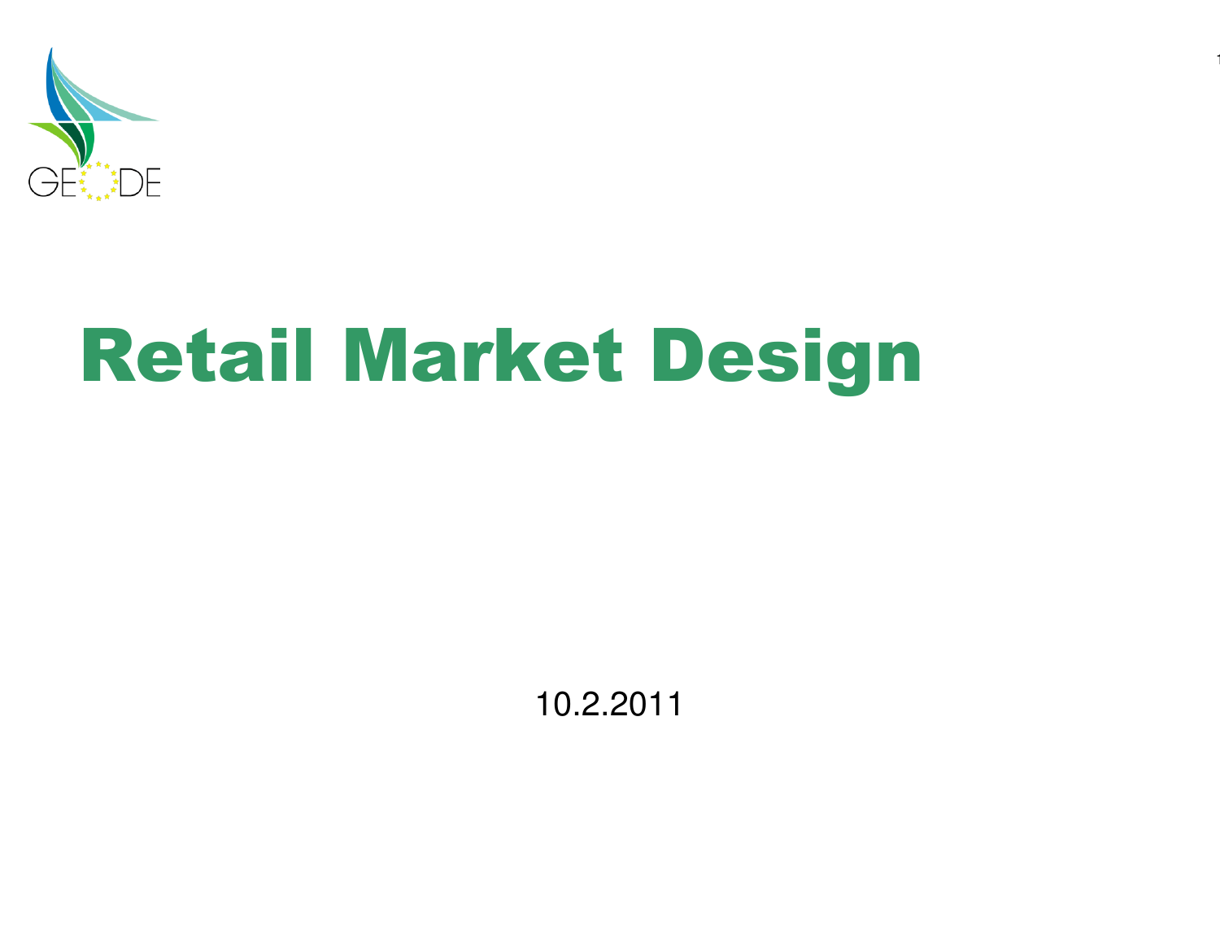# Retail Market Design

10.2.2011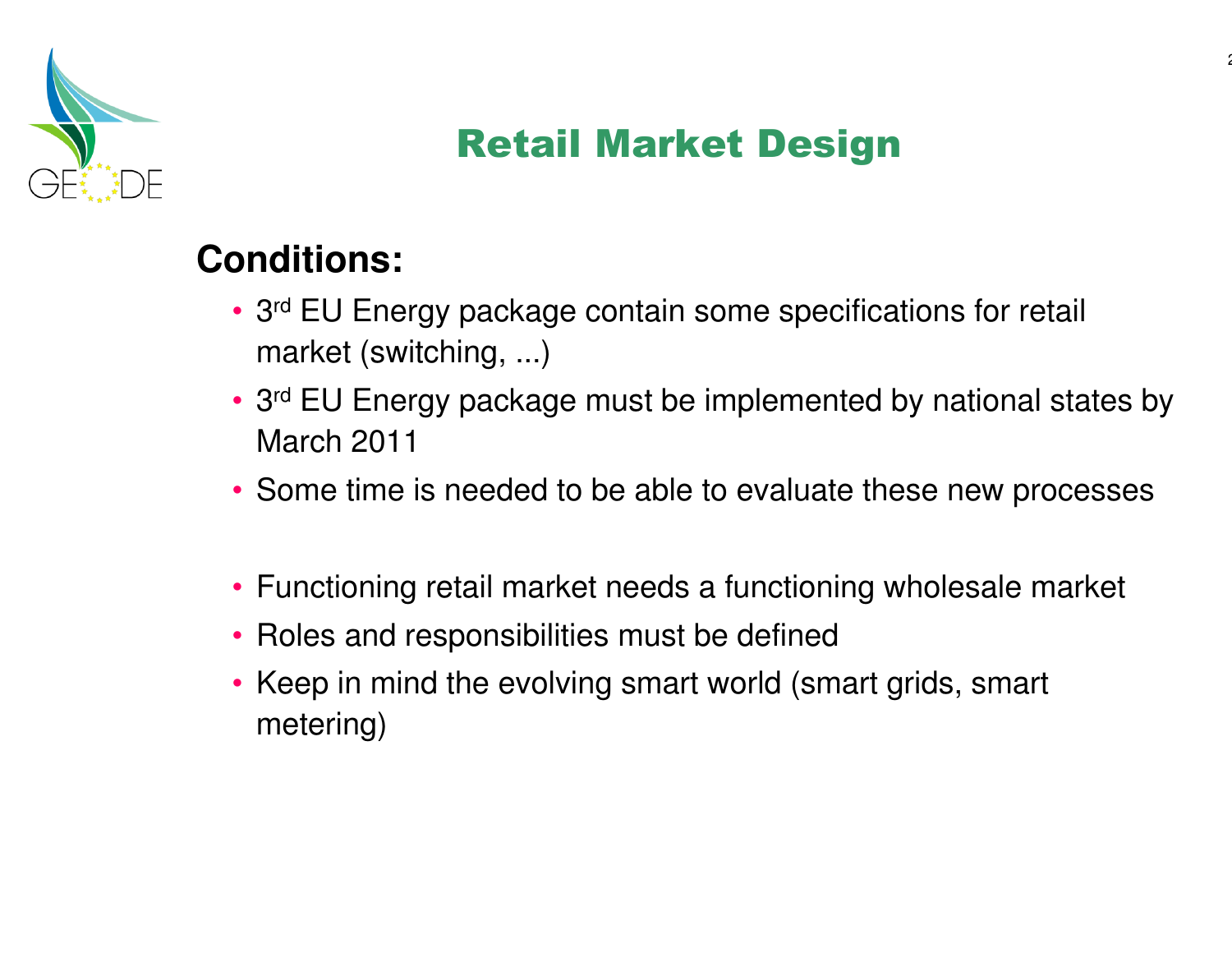# Retail Market Design

## Conditions:

- 3rd EU Energy package contain some specifications for retail market (switching, ...)
- 3rd EU Energy package must be implemented by national states by March 2011
- Some time is needed to be able to evaluate these new processes

- Functioning retail market needs a functioning wholesale market
- Roles and responsibilities must be defined
- Keep in mind the evolving smart world (smart grids, smart metering)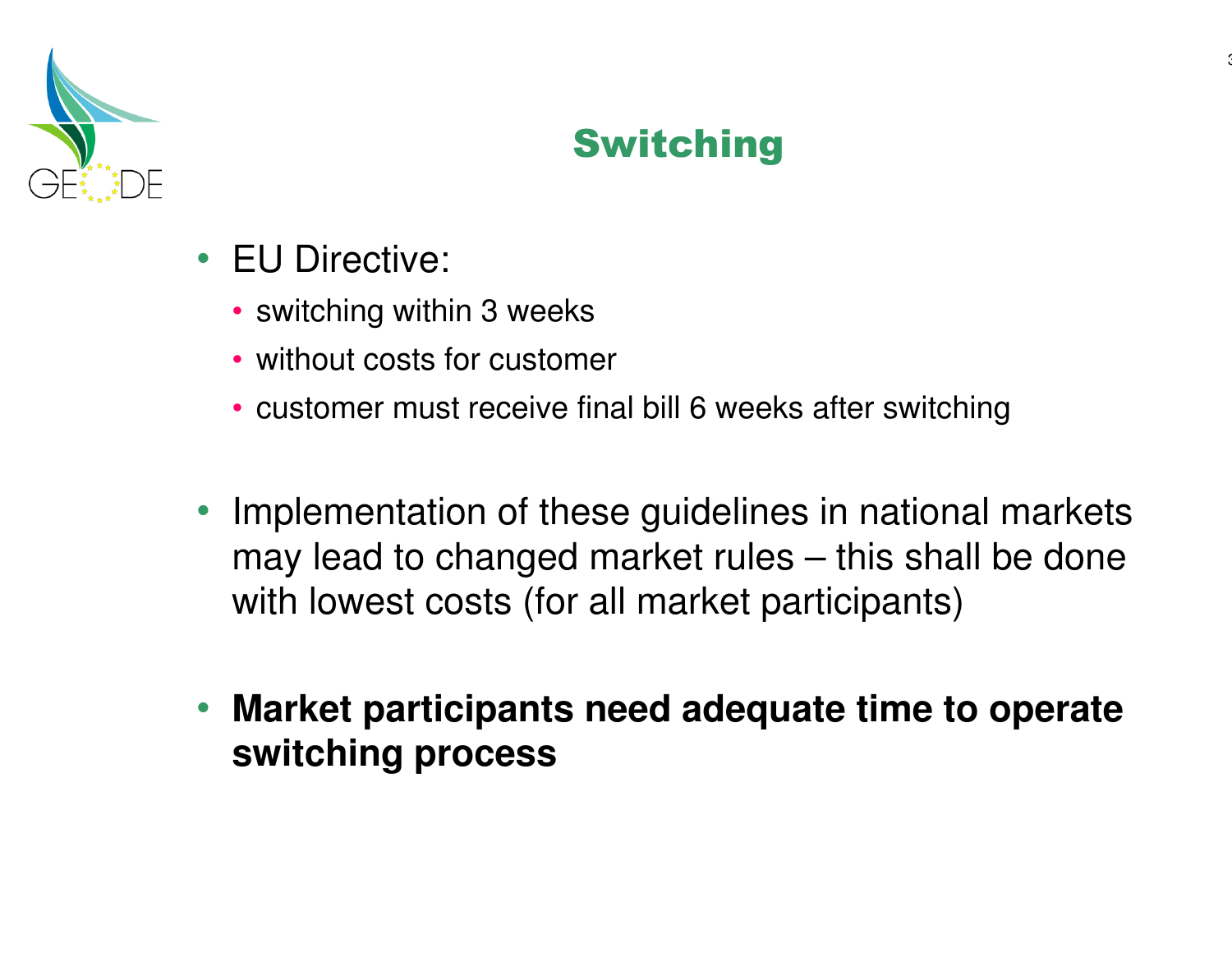# Switching

- EU Directive:
  - switching within 3 weeks
  - without costs for customer
  - customer must receive final bill 6 weeks after switching

- Implementation of these guidelines in national markets may lead to changed market rules – this shall be done with lowest costs (for all market participants)

- **Market participants need adequate time to operate switching process**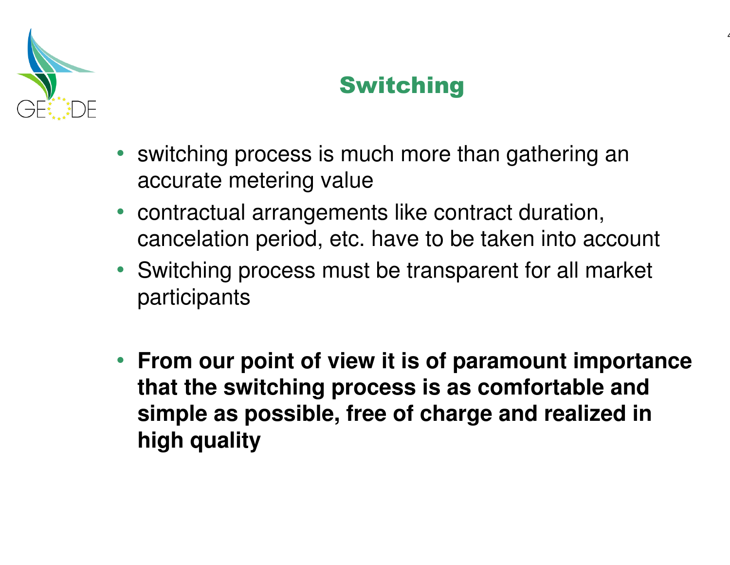# Switching

- switching process is much more than gathering an accurate metering value
- contractual arrangements like contract duration, cancelation period, etc. have to be taken into account
- Switching process must be transparent for all market participants

- **From our point of view it is of paramount importance that the switching process is as comfortable and simple as possible, free of charge and realized in high quality**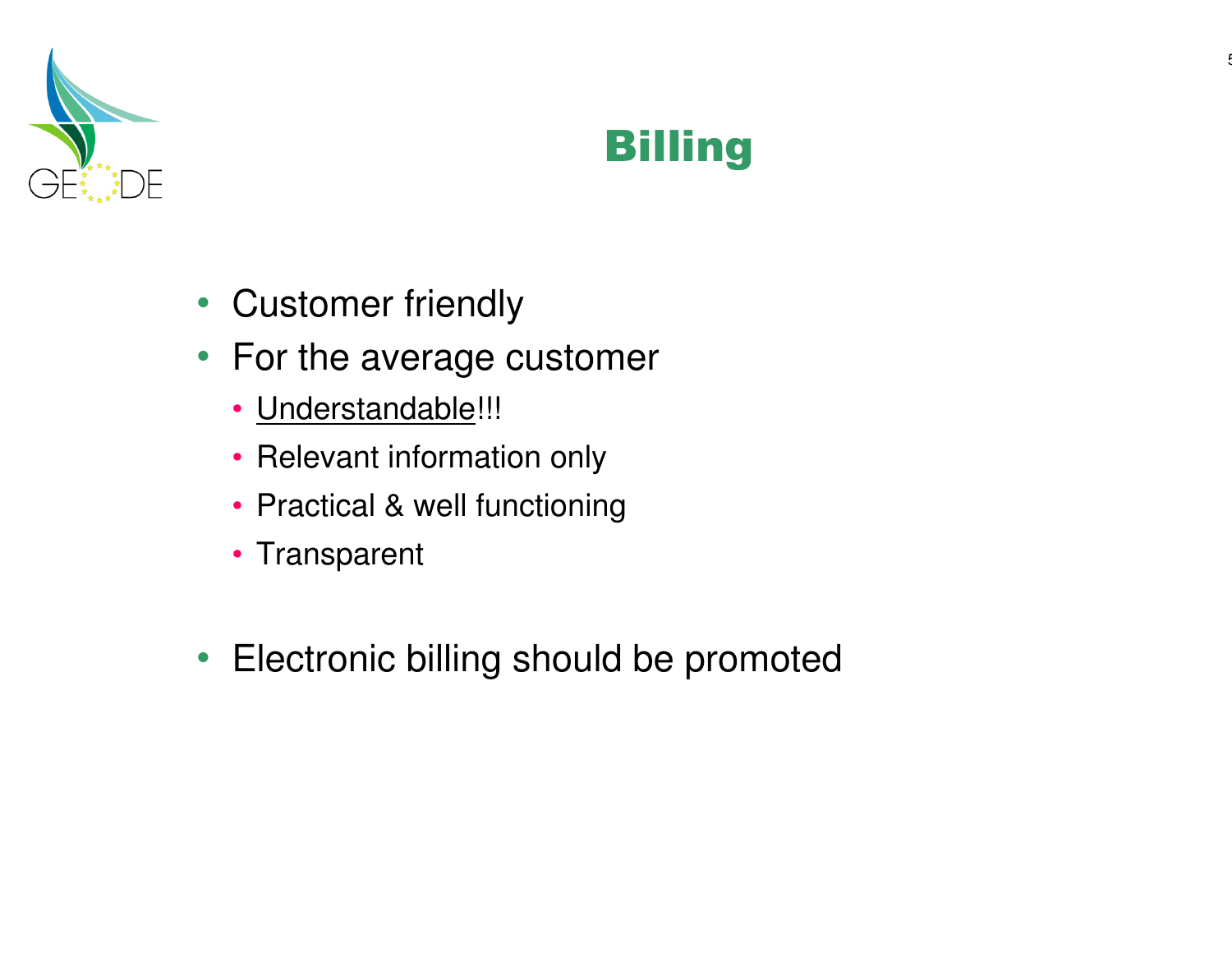# Billing

- Customer friendly
- For the average customer
  - <u>Understandable</u>!!!
  - Relevant information only
  - Practical & well functioning
  - Transparent
- Electronic billing should be promoted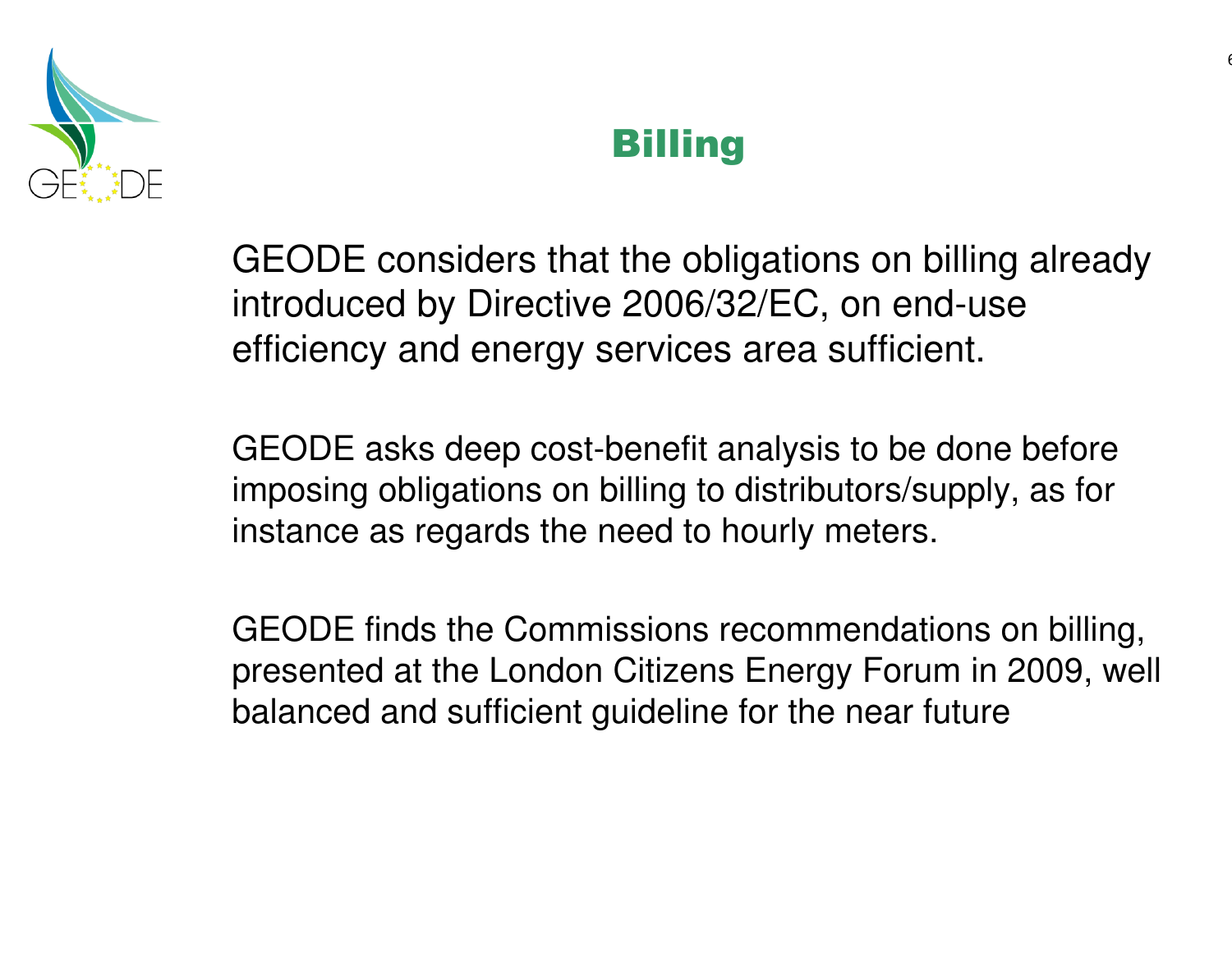# Billing

GEODE considers that the obligations on billing already introduced by Directive 2006/32/EC, on end-use efficiency and energy services area sufficient.

GEODE asks deep cost-benefit analysis to be done before imposing obligations on billing to distributors/supply, as for instance as regards the need to hourly meters.

GEODE finds the Commissions recommendations on billing, presented at the London Citizens Energy Forum in 2009, well balanced and sufficient guideline for the near future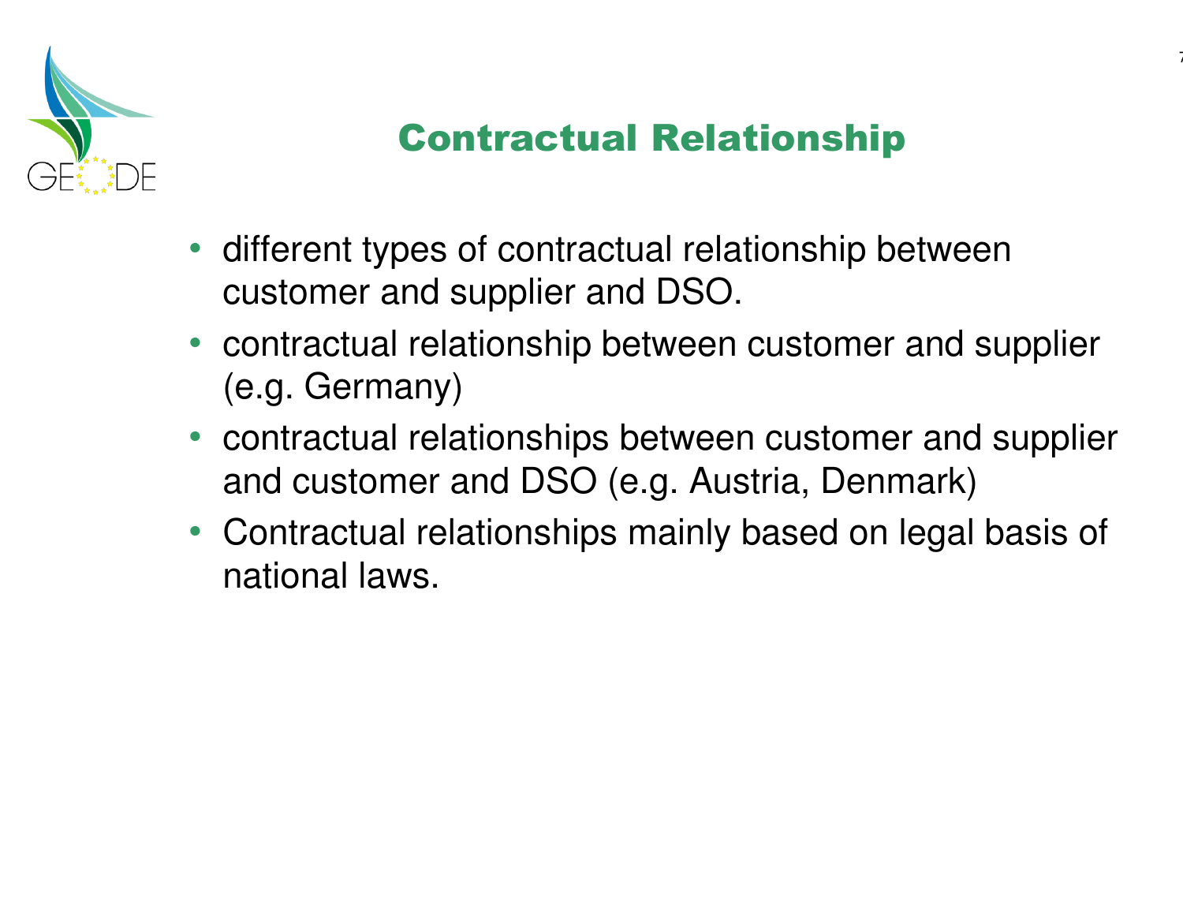# Contractual Relationship

- different types of contractual relationship between customer and supplier and DSO.
- contractual relationship between customer and supplier (e.g. Germany)
- contractual relationships between customer and supplier and customer and DSO (e.g. Austria, Denmark)
- Contractual relationships mainly based on legal basis of national laws.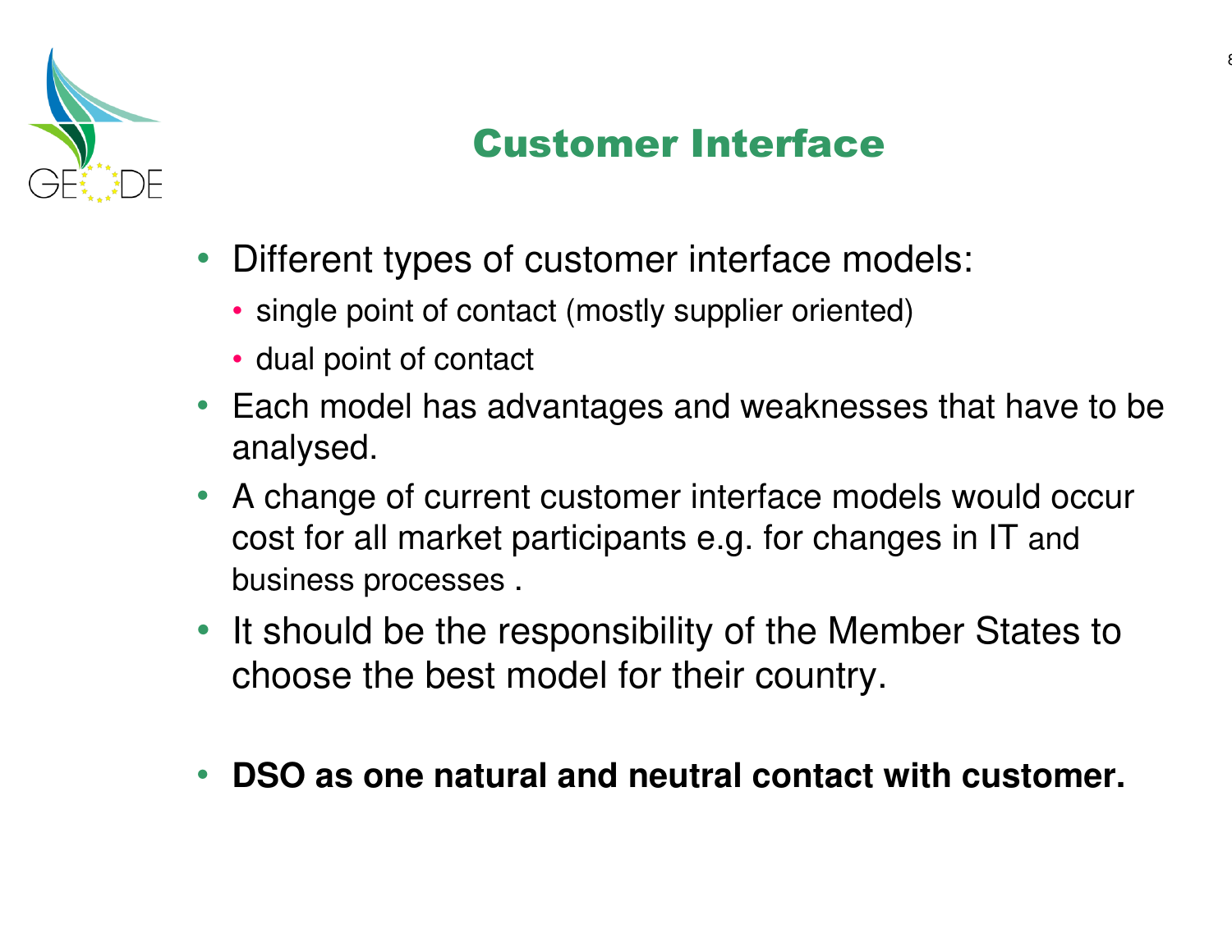# Customer Interface

- Different types of customer interface models:
  - single point of contact (mostly supplier oriented)
  - dual point of contact
- Each model has advantages and weaknesses that have to be analysed.
- A change of current customer interface models would occur cost for all market participants e.g. for changes in IT and business processes .
- It should be the responsibility of the Member States to choose the best model for their country.

- **DSO as one natural and neutral contact with customer.**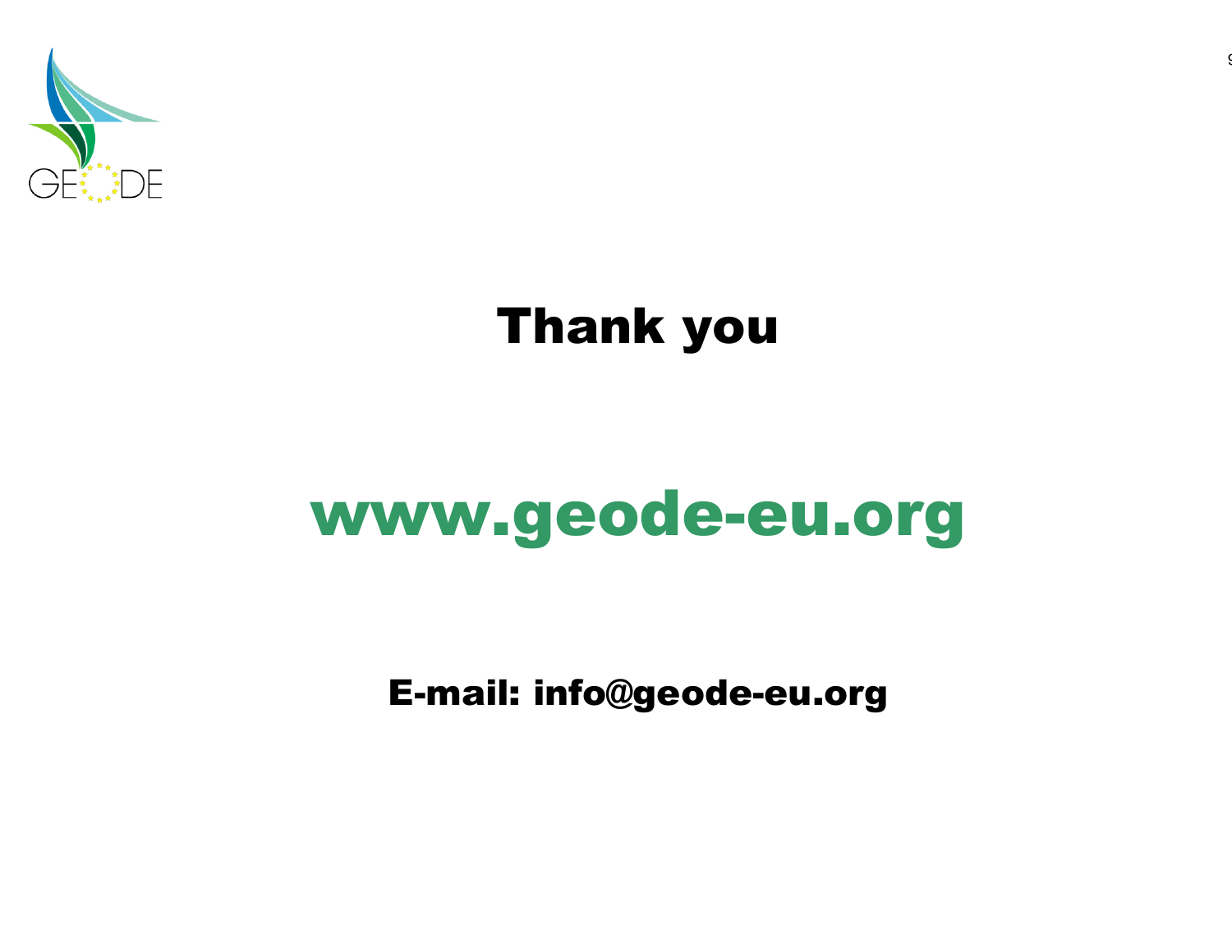# Thank you

## www.geode-eu.org

**E-mail: info@geode-eu.org**